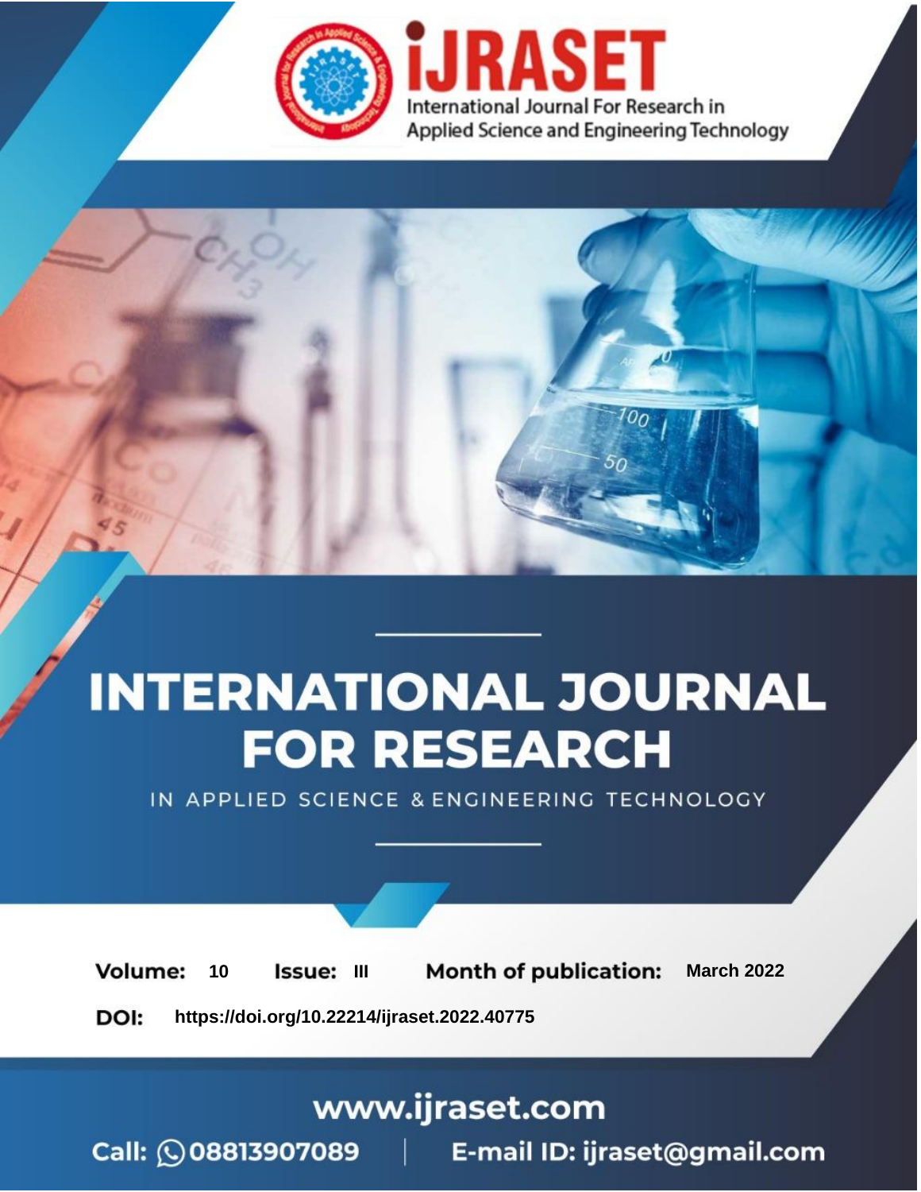# INTERNATIONAL JOURNAL FOR RESEARCH

IN APPLIED SCIENCE & ENGINEERING TECHNOLOGY

iJRASET — International Journal For Research in Applied Science and Engineering Technology

**Volume:** 10 **Issue:** III **Month of publication:** March 2022

**DOI:** https://doi.org/10.22214/ijraset.2022.40775

www.ijraset.com

Call: 08813907089 | E-mail ID: ijraset@gmail.com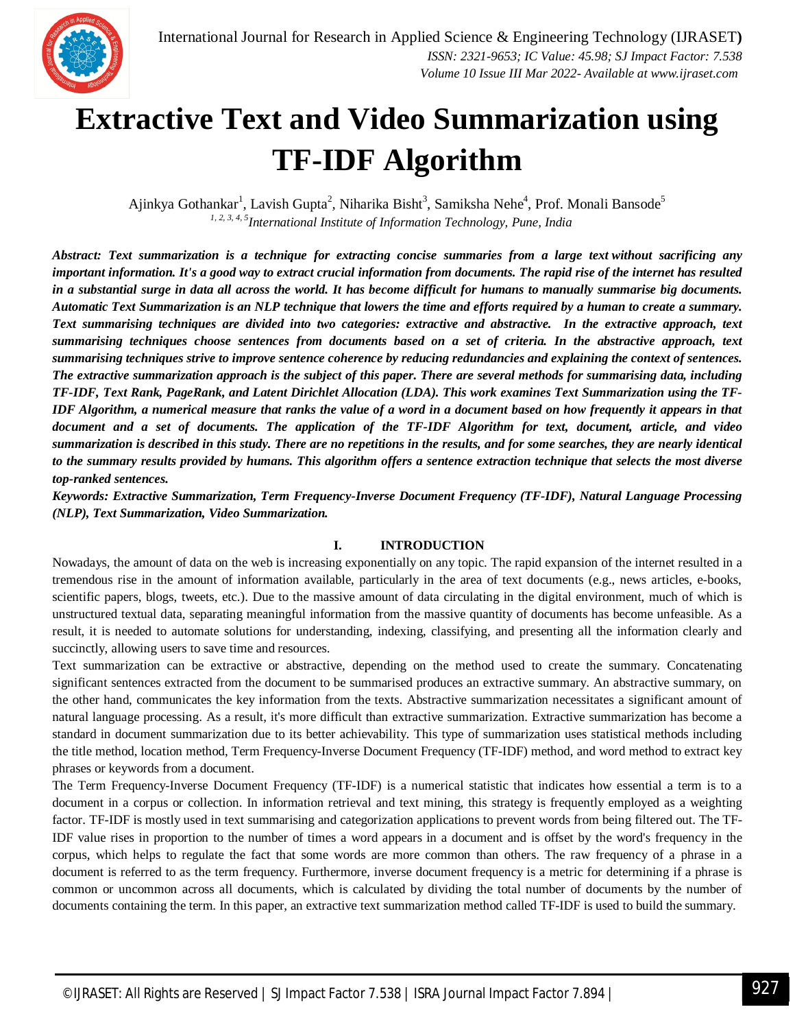# Extractive Text and Video Summarization using TF-IDF Algorithm

Ajinkya Gothankar[1], Lavish Gupta[2], Niharika Bisht[3], Samiksha Nehe[4], Prof. Monali Bansode[5]

[1, 2, 3, 4, 5]International Institute of Information Technology, Pune, India

***Abstract:** Text summarization is a technique for extracting concise summaries from a large text without sacrificing any important information. It's a good way to extract crucial information from documents. The rapid rise of the internet has resulted in a substantial surge in data all across the world. It has become difficult for humans to manually summarise big documents. Automatic Text Summarization is an NLP technique that lowers the time and efforts required by a human to create a summary. Text summarising techniques are divided into two categories: extractive and abstractive. In the extractive approach, text summarising techniques choose sentences from documents based on a set of criteria. In the abstractive approach, text summarising techniques strive to improve sentence coherence by reducing redundancies and explaining the context of sentences. The extractive summarization approach is the subject of this paper. There are several methods for summarising data, including TF-IDF, Text Rank, PageRank, and Latent Dirichlet Allocation (LDA). This work examines Text Summarization using the TF-IDF Algorithm, a numerical measure that ranks the value of a word in a document based on how frequently it appears in that document and a set of documents. The application of the TF-IDF Algorithm for text, document, article, and video summarization is described in this study. There are no repetitions in the results, and for some searches, they are nearly identical to the summary results provided by humans. This algorithm offers a sentence extraction technique that selects the most diverse top-ranked sentences.***

***Keywords:** Extractive Summarization, Term Frequency-Inverse Document Frequency (TF-IDF), Natural Language Processing (NLP), Text Summarization, Video Summarization.*

## I. INTRODUCTION

Nowadays, the amount of data on the web is increasing exponentially on any topic. The rapid expansion of the internet resulted in a tremendous rise in the amount of information available, particularly in the area of text documents (e.g., news articles, e-books, scientific papers, blogs, tweets, etc.). Due to the massive amount of data circulating in the digital environment, much of which is unstructured textual data, separating meaningful information from the massive quantity of documents has become unfeasible. As a result, it is needed to automate solutions for understanding, indexing, classifying, and presenting all the information clearly and succinctly, allowing users to save time and resources.

Text summarization can be extractive or abstractive, depending on the method used to create the summary. Concatenating significant sentences extracted from the document to be summarised produces an extractive summary. An abstractive summary, on the other hand, communicates the key information from the texts. Abstractive summarization necessitates a significant amount of natural language processing. As a result, it's more difficult than extractive summarization. Extractive summarization has become a standard in document summarization due to its better achievability. This type of summarization uses statistical methods including the title method, location method, Term Frequency-Inverse Document Frequency (TF-IDF) method, and word method to extract key phrases or keywords from a document.

The Term Frequency-Inverse Document Frequency (TF-IDF) is a numerical statistic that indicates how essential a term is to a document in a corpus or collection. In information retrieval and text mining, this strategy is frequently employed as a weighting factor. TF-IDF is mostly used in text summarising and categorization applications to prevent words from being filtered out. The TF-IDF value rises in proportion to the number of times a word appears in a document and is offset by the word's frequency in the corpus, which helps to regulate the fact that some words are more common than others. The raw frequency of a phrase in a document is referred to as the term frequency. Furthermore, inverse document frequency is a metric for determining if a phrase is common or uncommon across all documents, which is calculated by dividing the total number of documents by the number of documents containing the term. In this paper, an extractive text summarization method called TF-IDF is used to build the summary.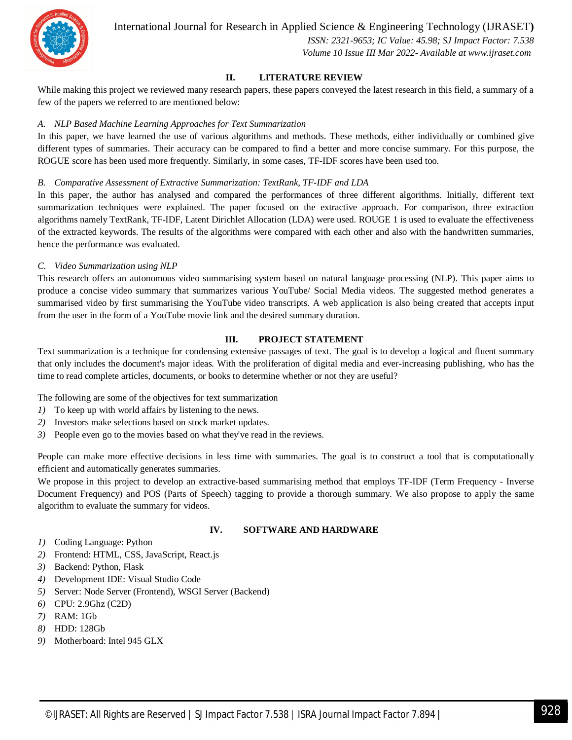## II. LITERATURE REVIEW

While making this project we reviewed many research papers, these papers conveyed the latest research in this field, a summary of a few of the papers we referred to are mentioned below:

### *A. NLP Based Machine Learning Approaches for Text Summarization*

In this paper, we have learned the use of various algorithms and methods. These methods, either individually or combined give different types of summaries. Their accuracy can be compared to find a better and more concise summary. For this purpose, the ROGUE score has been used more frequently. Similarly, in some cases, TF-IDF scores have been used too.

### *B. Comparative Assessment of Extractive Summarization: TextRank, TF-IDF and LDA*

In this paper, the author has analysed and compared the performances of three different algorithms. Initially, different text summarization techniques were explained. The paper focused on the extractive approach. For comparison, three extraction algorithms namely TextRank, TF-IDF, Latent Dirichlet Allocation (LDA) were used. ROUGE 1 is used to evaluate the effectiveness of the extracted keywords. The results of the algorithms were compared with each other and also with the handwritten summaries, hence the performance was evaluated.

### *C. Video Summarization using NLP*

This research offers an autonomous video summarising system based on natural language processing (NLP). This paper aims to produce a concise video summary that summarizes various YouTube/ Social Media videos. The suggested method generates a summarised video by first summarising the YouTube video transcripts. A web application is also being created that accepts input from the user in the form of a YouTube movie link and the desired summary duration.

## III. PROJECT STATEMENT

Text summarization is a technique for condensing extensive passages of text. The goal is to develop a logical and fluent summary that only includes the document's major ideas. With the proliferation of digital media and ever-increasing publishing, who has the time to read complete articles, documents, or books to determine whether or not they are useful?

The following are some of the objectives for text summarization

1) To keep up with world affairs by listening to the news.
2) Investors make selections based on stock market updates.
3) People even go to the movies based on what they've read in the reviews.

People can make more effective decisions in less time with summaries. The goal is to construct a tool that is computationally efficient and automatically generates summaries.

We propose in this project to develop an extractive-based summarising method that employs TF-IDF (Term Frequency - Inverse Document Frequency) and POS (Parts of Speech) tagging to provide a thorough summary. We also propose to apply the same algorithm to evaluate the summary for videos.

## IV. SOFTWARE AND HARDWARE

1) Coding Language: Python
2) Frontend: HTML, CSS, JavaScript, React.js
3) Backend: Python, Flask
4) Development IDE: Visual Studio Code
5) Server: Node Server (Frontend), WSGI Server (Backend)
6) CPU: 2.9Ghz (C2D)
7) RAM: 1Gb
8) HDD: 128Gb
9) Motherboard: Intel 945 GLX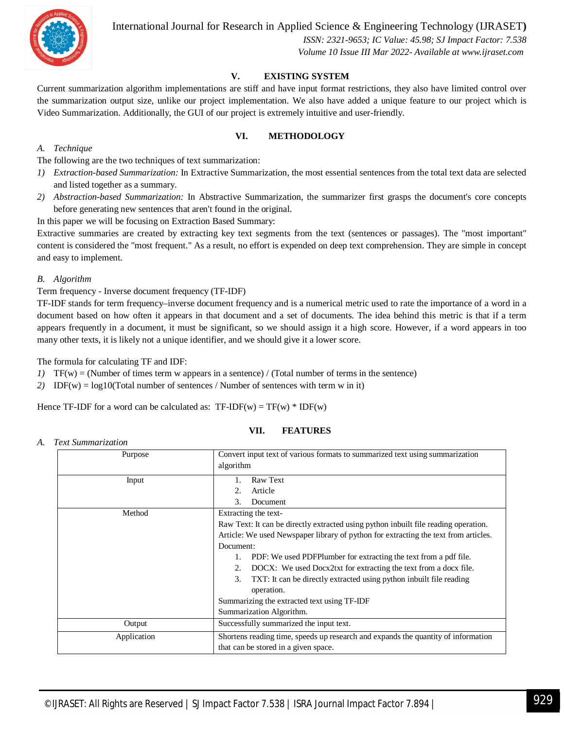## V. EXISTING SYSTEM

Current summarization algorithm implementations are stiff and have input format restrictions, they also have limited control over the summarization output size, unlike our project implementation. We also have added a unique feature to our project which is Video Summarization. Additionally, the GUI of our project is extremely intuitive and user-friendly.

## VI. METHODOLOGY

### *A. Technique*

The following are the two techniques of text summarization:

1) *Extraction-based Summarization:* In Extractive Summarization, the most essential sentences from the total text data are selected and listed together as a summary.
2) *Abstraction-based Summarization:* In Abstractive Summarization, the summarizer first grasps the document's core concepts before generating new sentences that aren't found in the original.

In this paper we will be focusing on Extraction Based Summary:

Extractive summaries are created by extracting key text segments from the text (sentences or passages). The "most important" content is considered the "most frequent." As a result, no effort is expended on deep text comprehension. They are simple in concept and easy to implement.

### *B. Algorithm*

Term frequency - Inverse document frequency (TF-IDF)

TF-IDF stands for term frequency–inverse document frequency and is a numerical metric used to rate the importance of a word in a document based on how often it appears in that document and a set of documents. The idea behind this metric is that if a term appears frequently in a document, it must be significant, so we should assign it a high score. However, if a word appears in too many other texts, it is likely not a unique identifier, and we should give it a lower score.

The formula for calculating TF and IDF:

1) TF(w) = (Number of times term w appears in a sentence) / (Total number of terms in the sentence)
2) IDF(w) = log10(Total number of sentences / Number of sentences with term w in it)

Hence TF-IDF for a word can be calculated as: TF-IDF(w) = TF(w) * IDF(w)

## VII. FEATURES

### *A. Text Summarization*

| | |
|---|---|
| Purpose | Convert input text of various formats to summarized text using summarization algorithm |
| Input | 1. Raw Text<br>2. Article<br>3. Document |
| Method | Extracting the text-<br>Raw Text: It can be directly extracted using python inbuilt file reading operation.<br>Article: We used Newspaper library of python for extracting the text from articles.<br>Document:<br>1. PDF: We used PDFPlumber for extracting the text from a pdf file.<br>2. DOCX: We used Docx2txt for extracting the text from a docx file.<br>3. TXT: It can be directly extracted using python inbuilt file reading operation.<br>Summarizing the extracted text using TF-IDF Summarization Algorithm. |
| Output | Successfully summarized the input text. |
| Application | Shortens reading time, speeds up research and expands the quantity of information that can be stored in a given space. |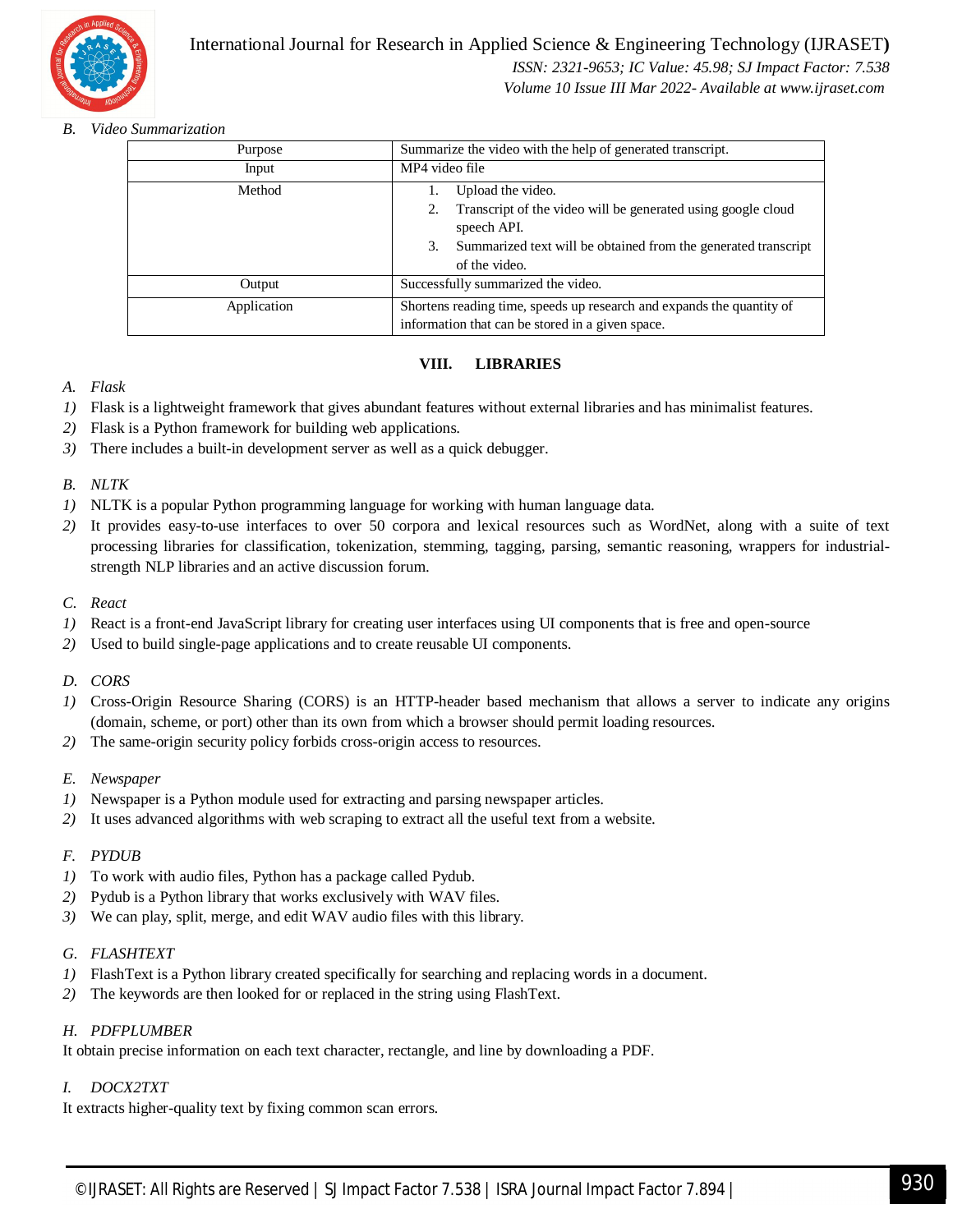### B. Video Summarization

| Purpose | Summarize the video with the help of generated transcript. |
|---|---|
| Input | MP4 video file |
| Method | 1. Upload the video. 2. Transcript of the video will be generated using google cloud speech API. 3. Summarized text will be obtained from the generated transcript of the video. |
| Output | Successfully summarized the video. |
| Application | Shortens reading time, speeds up research and expands the quantity of information that can be stored in a given space. |

## VIII. LIBRARIES

### A. Flask

1) Flask is a lightweight framework that gives abundant features without external libraries and has minimalist features.
2) Flask is a Python framework for building web applications.
3) There includes a built-in development server as well as a quick debugger.

### B. NLTK

1) NLTK is a popular Python programming language for working with human language data.
2) It provides easy-to-use interfaces to over 50 corpora and lexical resources such as WordNet, along with a suite of text processing libraries for classification, tokenization, stemming, tagging, parsing, semantic reasoning, wrappers for industrial-strength NLP libraries and an active discussion forum.

### C. React

1) React is a front-end JavaScript library for creating user interfaces using UI components that is free and open-source
2) Used to build single-page applications and to create reusable UI components.

### D. CORS

1) Cross-Origin Resource Sharing (CORS) is an HTTP-header based mechanism that allows a server to indicate any origins (domain, scheme, or port) other than its own from which a browser should permit loading resources.
2) The same-origin security policy forbids cross-origin access to resources.

### E. Newspaper

1) Newspaper is a Python module used for extracting and parsing newspaper articles.
2) It uses advanced algorithms with web scraping to extract all the useful text from a website.

### F. PYDUB

1) To work with audio files, Python has a package called Pydub.
2) Pydub is a Python library that works exclusively with WAV files.
3) We can play, split, merge, and edit WAV audio files with this library.

### G. FLASHTEXT

1) FlashText is a Python library created specifically for searching and replacing words in a document.
2) The keywords are then looked for or replaced in the string using FlashText.

### H. PDFPLUMBER

It obtain precise information on each text character, rectangle, and line by downloading a PDF.

### I. DOCX2TXT

It extracts higher-quality text by fixing common scan errors.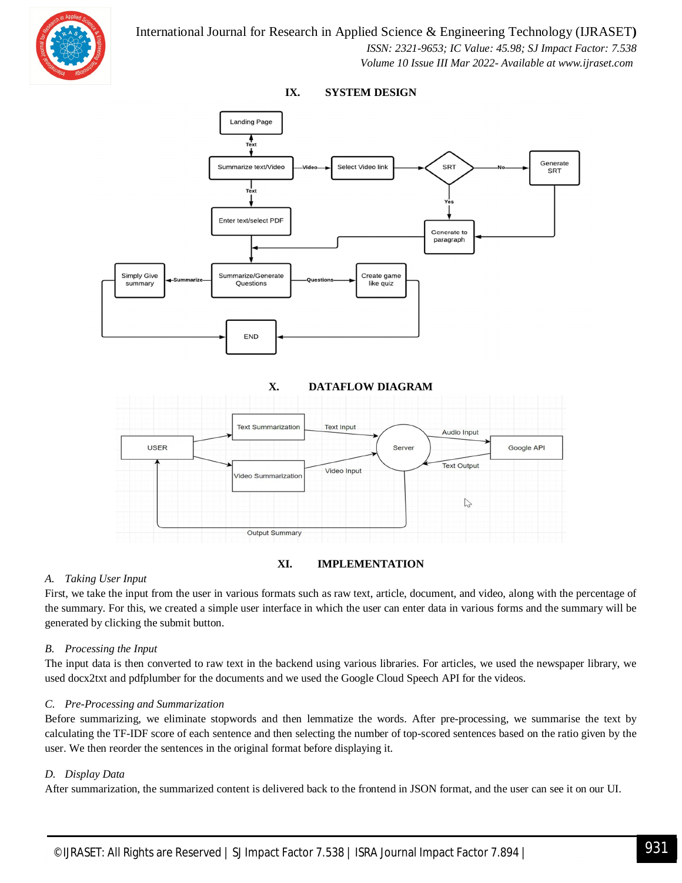## IX. SYSTEM DESIGN

## X. DATAFLOW DIAGRAM

## XI. IMPLEMENTATION

### A. *Taking User Input*

First, we take the input from the user in various formats such as raw text, article, document, and video, along with the percentage of the summary. For this, we created a simple user interface in which the user can enter data in various forms and the summary will be generated by clicking the submit button.

### B. *Processing the Input*

The input data is then converted to raw text in the backend using various libraries. For articles, we used the newspaper library, we used docx2txt and pdfplumber for the documents and we used the Google Cloud Speech API for the videos.

### C. *Pre-Processing and Summarization*

Before summarizing, we eliminate stopwords and then lemmatize the words. After pre-processing, we summarise the text by calculating the TF-IDF score of each sentence and then selecting the number of top-scored sentences based on the ratio given by the user. We then reorder the sentences in the original format before displaying it.

### D. *Display Data*

After summarization, the summarized content is delivered back to the frontend in JSON format, and the user can see it on our UI.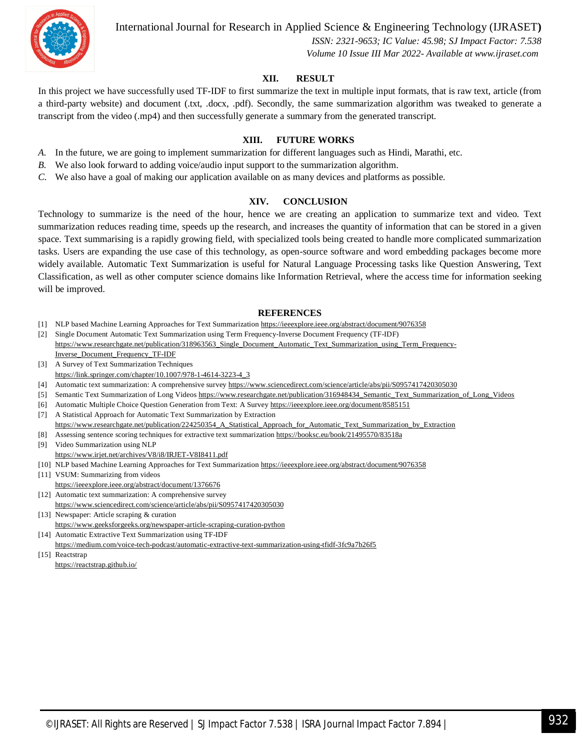## XII. RESULT

In this project we have successfully used TF-IDF to first summarize the text in multiple input formats, that is raw text, article (from a third-party website) and document (.txt, .docx, .pdf). Secondly, the same summarization algorithm was tweaked to generate a transcript from the video (.mp4) and then successfully generate a summary from the generated transcript.

## XIII. FUTURE WORKS

*A.* In the future, we are going to implement summarization for different languages such as Hindi, Marathi, etc.

*B.* We also look forward to adding voice/audio input support to the summarization algorithm.

*C.* We also have a goal of making our application available on as many devices and platforms as possible.

## XIV. CONCLUSION

Technology to summarize is the need of the hour, hence we are creating an application to summarize text and video. Text summarization reduces reading time, speeds up the research, and increases the quantity of information that can be stored in a given space. Text summarising is a rapidly growing field, with specialized tools being created to handle more complicated summarization tasks. Users are expanding the use case of this technology, as open-source software and word embedding packages become more widely available. Automatic Text Summarization is useful for Natural Language Processing tasks like Question Answering, Text Classification, as well as other computer science domains like Information Retrieval, where the access time for information seeking will be improved.

## REFERENCES

[1] NLP based Machine Learning Approaches for Text Summarization https://ieeexplore.ieee.org/abstract/document/9076358

[2] Single Document Automatic Text Summarization using Term Frequency-Inverse Document Frequency (TF-IDF) https://www.researchgate.net/publication/318963563_Single_Document_Automatic_Text_Summarization_using_Term_Frequency-Inverse_Document_Frequency_TF-IDF

[3] A Survey of Text Summarization Techniques https://link.springer.com/chapter/10.1007/978-1-4614-3223-4_3

[4] Automatic text summarization: A comprehensive survey https://www.sciencedirect.com/science/article/abs/pii/S0957417420305030

[5] Semantic Text Summarization of Long Videos https://www.researchgate.net/publication/316948434_Semantic_Text_Summarization_of_Long_Videos

[6] Automatic Multiple Choice Question Generation from Text: A Survey https://ieeexplore.ieee.org/document/8585151

[7] A Statistical Approach for Automatic Text Summarization by Extraction https://www.researchgate.net/publication/224250354_A_Statistical_Approach_for_Automatic_Text_Summarization_by_Extraction

[8] Assessing sentence scoring techniques for extractive text summarization https://booksc.eu/book/21495570/83518a

[9] Video Summarization using NLP https://www.irjet.net/archives/V8/i8/IRJET-V8I8411.pdf

[10] NLP based Machine Learning Approaches for Text Summarization https://ieeexplore.ieee.org/abstract/document/9076358

[11] VSUM: Summarizing from videos https://ieeexplore.ieee.org/abstract/document/1376676

[12] Automatic text summarization: A comprehensive survey https://www.sciencedirect.com/science/article/abs/pii/S0957417420305030

[13] Newspaper: Article scraping & curation https://www.geeksforgeeks.org/newspaper-article-scraping-curation-python

[14] Automatic Extractive Text Summarization using TF-IDF https://medium.com/voice-tech-podcast/automatic-extractive-text-summarization-using-tfidf-3fc9a7b26f5

[15] Reactstrap https://reactstrap.github.io/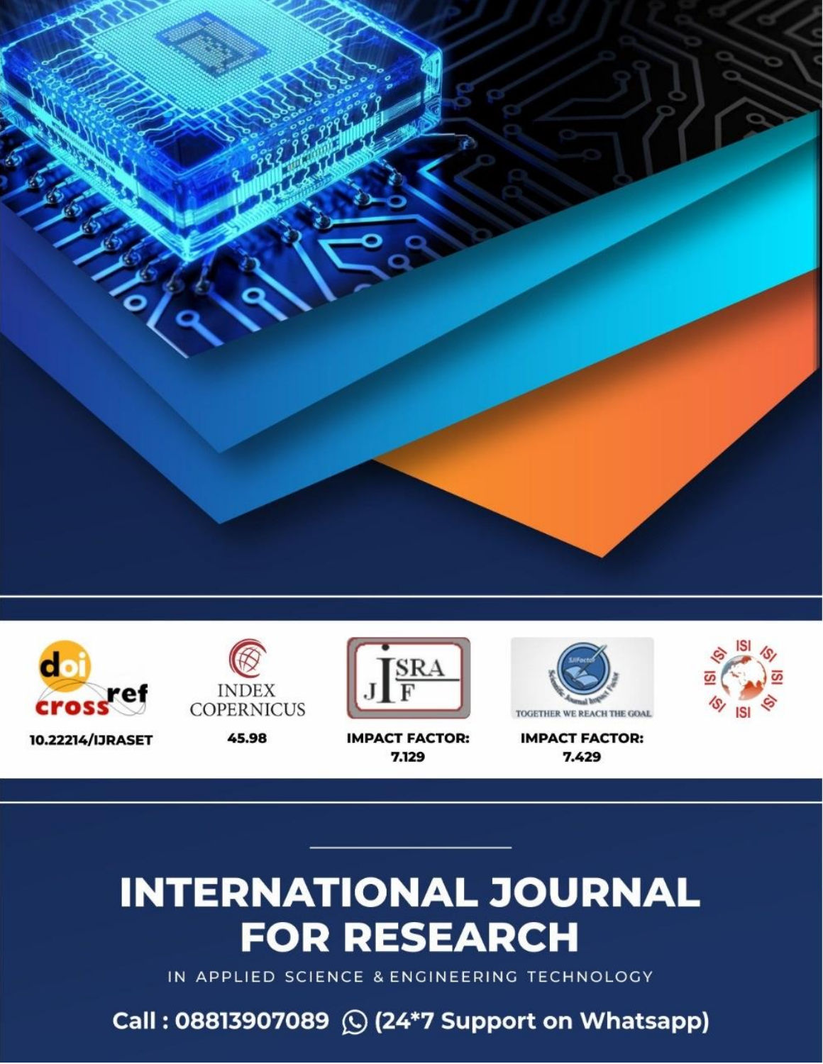10.22214/IJRASET

45.98

IMPACT FACTOR: 7.129

IMPACT FACTOR: 7.429

# INTERNATIONAL JOURNAL FOR RESEARCH

IN APPLIED SCIENCE & ENGINEERING TECHNOLOGY

Call : 08813907089 (24*7 Support on Whatsapp)